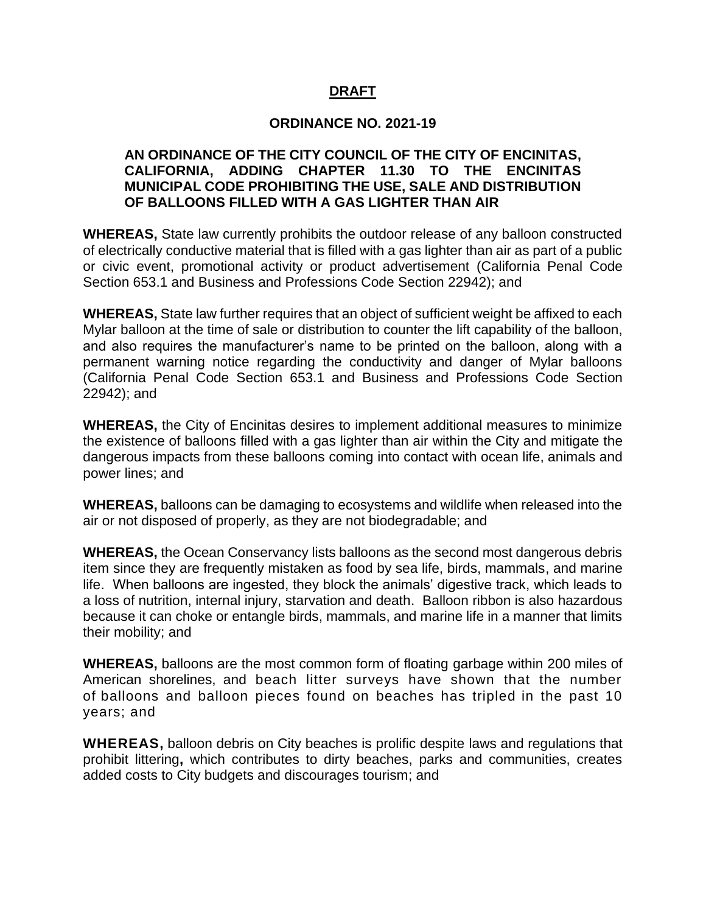**DRAFT**

**ORDINANCE NO. 2021-19**

**AN ORDINANCE OF THE CITY COUNCIL OF THE CITY OF ENCINITAS, CALIFORNIA, ADDING CHAPTER 11.30 TO THE ENCINITAS MUNICIPAL CODE PROHIBITING THE USE, SALE AND DISTRIBUTION OF BALLOONS FILLED WITH A GAS LIGHTER THAN AIR**

**WHEREAS,** State law currently prohibits the outdoor release of any balloon constructed of electrically conductive material that is filled with a gas lighter than air as part of a public or civic event, promotional activity or product advertisement (California Penal Code Section 653.1 and Business and Professions Code Section 22942); and

**WHEREAS,** State law further requires that an object of sufficient weight be affixed to each Mylar balloon at the time of sale or distribution to counter the lift capability of the balloon, and also requires the manufacturer's name to be printed on the balloon, along with a permanent warning notice regarding the conductivity and danger of Mylar balloons (California Penal Code Section 653.1 and Business and Professions Code Section 22942); and

**WHEREAS,** the City of Encinitas desires to implement additional measures to minimize the existence of balloons filled with a gas lighter than air within the City and mitigate the dangerous impacts from these balloons coming into contact with ocean life, animals and power lines; and

**WHEREAS,** balloons can be damaging to ecosystems and wildlife when released into the air or not disposed of properly, as they are not biodegradable; and

**WHEREAS,** the Ocean Conservancy lists balloons as the second most dangerous debris item since they are frequently mistaken as food by sea life, birds, mammals, and marine life. When balloons are ingested, they block the animals' digestive track, which leads to a loss of nutrition, internal injury, starvation and death. Balloon ribbon is also hazardous because it can choke or entangle birds, mammals, and marine life in a manner that limits their mobility; and

**WHEREAS,** balloons are the most common form of floating garbage within 200 miles of American shorelines, and beach litter surveys have shown that the number of balloons and balloon pieces found on beaches has tripled in the past 10 years; and

**WHEREAS,** balloon debris on City beaches is prolific despite laws and regulations that prohibit littering**,** which contributes to dirty beaches, parks and communities, creates added costs to City budgets and discourages tourism; and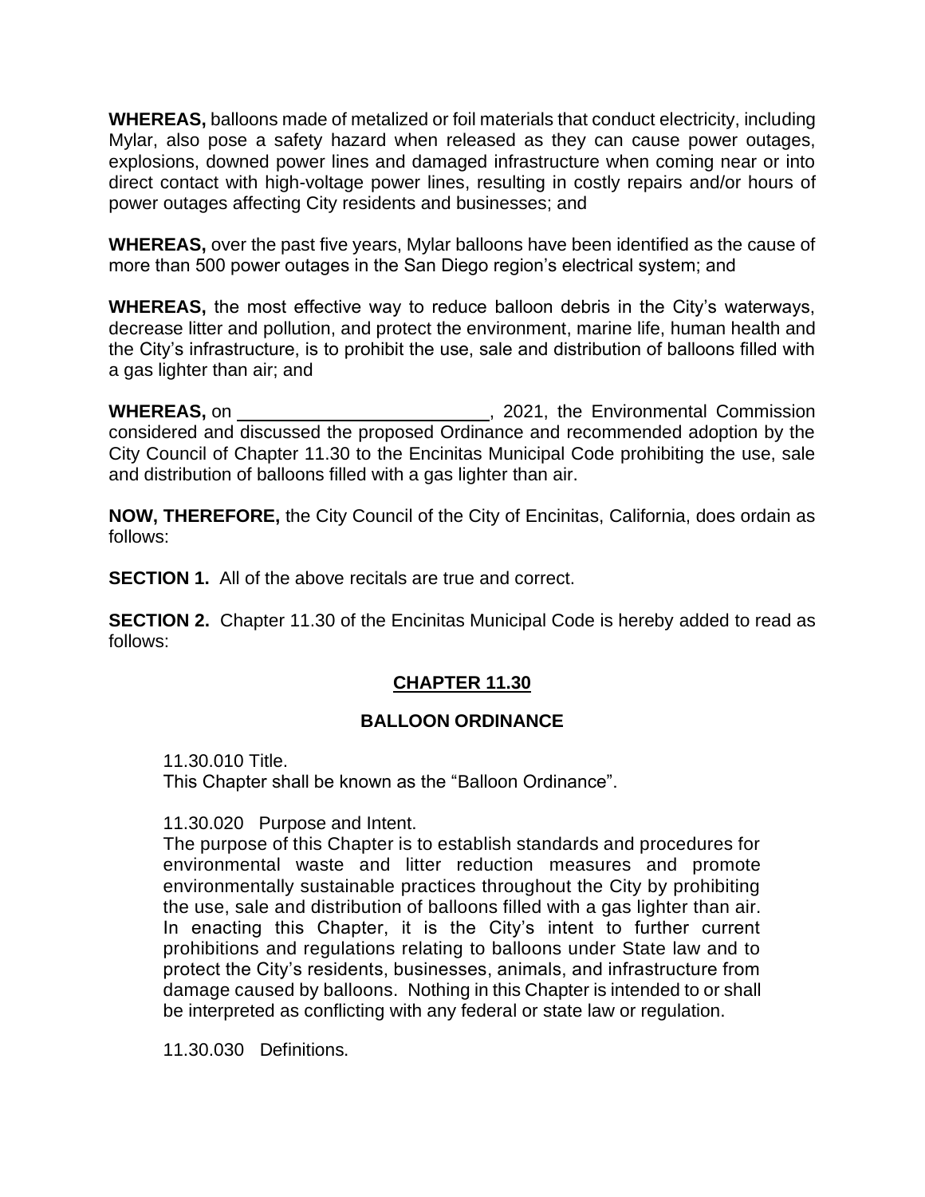**WHEREAS,** balloons made of metalized or foil materials that conduct electricity, including Mylar, also pose a safety hazard when released as they can cause power outages, explosions, downed power lines and damaged infrastructure when coming near or into direct contact with high-voltage power lines, resulting in costly repairs and/or hours of power outages affecting City residents and businesses; and

**WHEREAS,** over the past five years, Mylar balloons have been identified as the cause of more than 500 power outages in the San Diego region's electrical system; and

**WHEREAS,** the most effective way to reduce balloon debris in the City's waterways, decrease litter and pollution, and protect the environment, marine life, human health and the City's infrastructure, is to prohibit the use, sale and distribution of balloons filled with a gas lighter than air; and

**WHEREAS,** on \_\_\_\_\_\_\_\_\_\_\_\_\_\_\_\_\_\_\_\_\_\_\_\_\_, 2021, the Environmental Commission considered and discussed the proposed Ordinance and recommended adoption by the City Council of Chapter 11.30 to the Encinitas Municipal Code prohibiting the use, sale and distribution of balloons filled with a gas lighter than air.

**NOW, THEREFORE,** the City Council of the City of Encinitas, California, does ordain as follows:

**SECTION 1.** All of the above recitals are true and correct.

**SECTION 2.** Chapter 11.30 of the Encinitas Municipal Code is hereby added to read as follows:

## CHAPTER 11.30

### BALLOON ORDINANCE

11.30.010 Title.
This Chapter shall be known as the "Balloon Ordinance".

11.30.020 Purpose and Intent.
The purpose of this Chapter is to establish standards and procedures for environmental waste and litter reduction measures and promote environmentally sustainable practices throughout the City by prohibiting the use, sale and distribution of balloons filled with a gas lighter than air. In enacting this Chapter, it is the City's intent to further current prohibitions and regulations relating to balloons under State law and to protect the City's residents, businesses, animals, and infrastructure from damage caused by balloons. Nothing in this Chapter is intended to or shall be interpreted as conflicting with any federal or state law or regulation.

11.30.030 Definitions.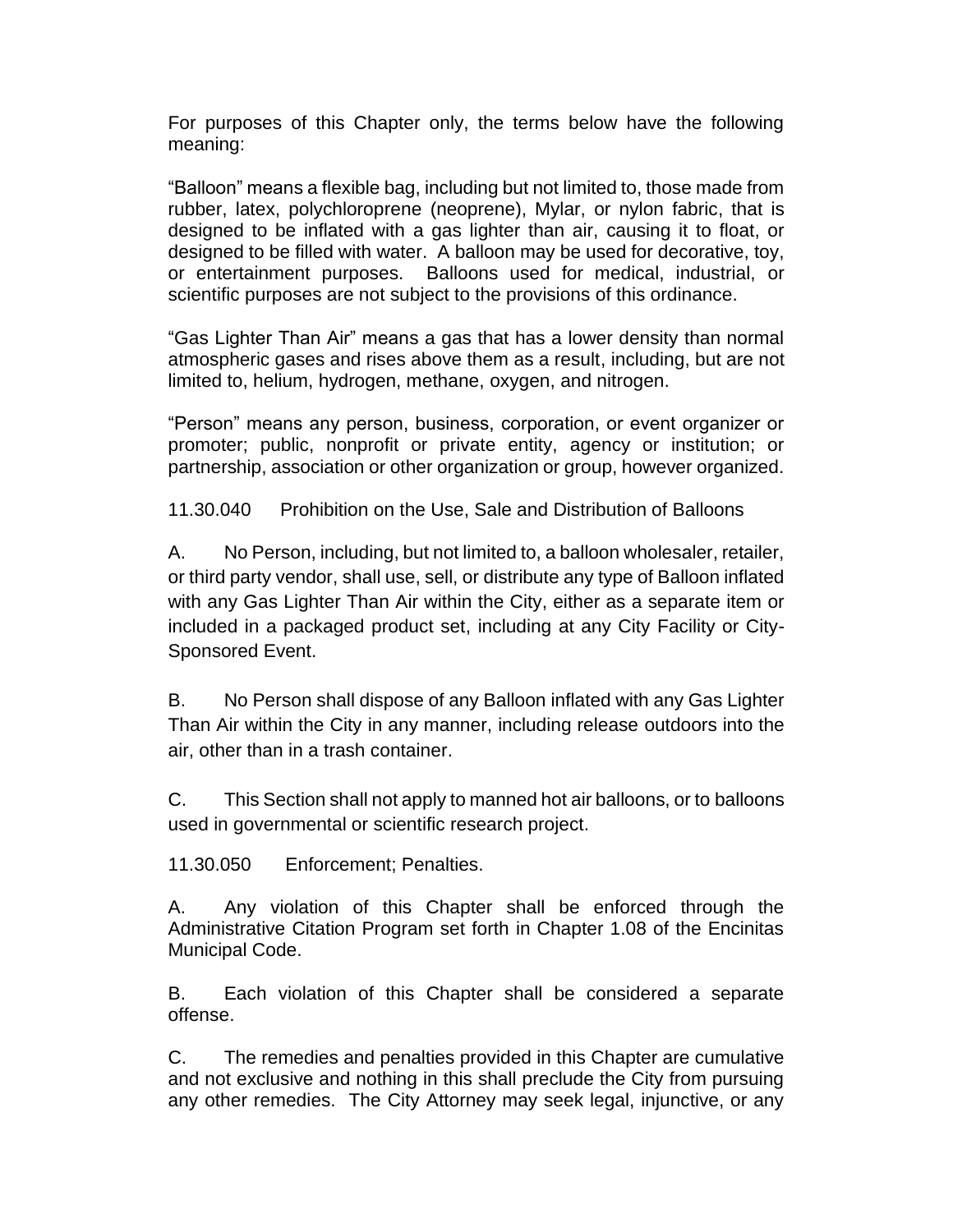For purposes of this Chapter only, the terms below have the following meaning:

"Balloon" means a flexible bag, including but not limited to, those made from rubber, latex, polychloroprene (neoprene), Mylar, or nylon fabric, that is designed to be inflated with a gas lighter than air, causing it to float, or designed to be filled with water. A balloon may be used for decorative, toy, or entertainment purposes. Balloons used for medical, industrial, or scientific purposes are not subject to the provisions of this ordinance.

"Gas Lighter Than Air" means a gas that has a lower density than normal atmospheric gases and rises above them as a result, including, but are not limited to, helium, hydrogen, methane, oxygen, and nitrogen.

"Person" means any person, business, corporation, or event organizer or promoter; public, nonprofit or private entity, agency or institution; or partnership, association or other organization or group, however organized.

11.30.040 Prohibition on the Use, Sale and Distribution of Balloons

A. No Person, including, but not limited to, a balloon wholesaler, retailer, or third party vendor, shall use, sell, or distribute any type of Balloon inflated with any Gas Lighter Than Air within the City, either as a separate item or included in a packaged product set, including at any City Facility or City-Sponsored Event.

B. No Person shall dispose of any Balloon inflated with any Gas Lighter Than Air within the City in any manner, including release outdoors into the air, other than in a trash container.

C. This Section shall not apply to manned hot air balloons, or to balloons used in governmental or scientific research project.

11.30.050 Enforcement; Penalties.

A. Any violation of this Chapter shall be enforced through the Administrative Citation Program set forth in Chapter 1.08 of the Encinitas Municipal Code.

B. Each violation of this Chapter shall be considered a separate offense.

C. The remedies and penalties provided in this Chapter are cumulative and not exclusive and nothing in this shall preclude the City from pursuing any other remedies. The City Attorney may seek legal, injunctive, or any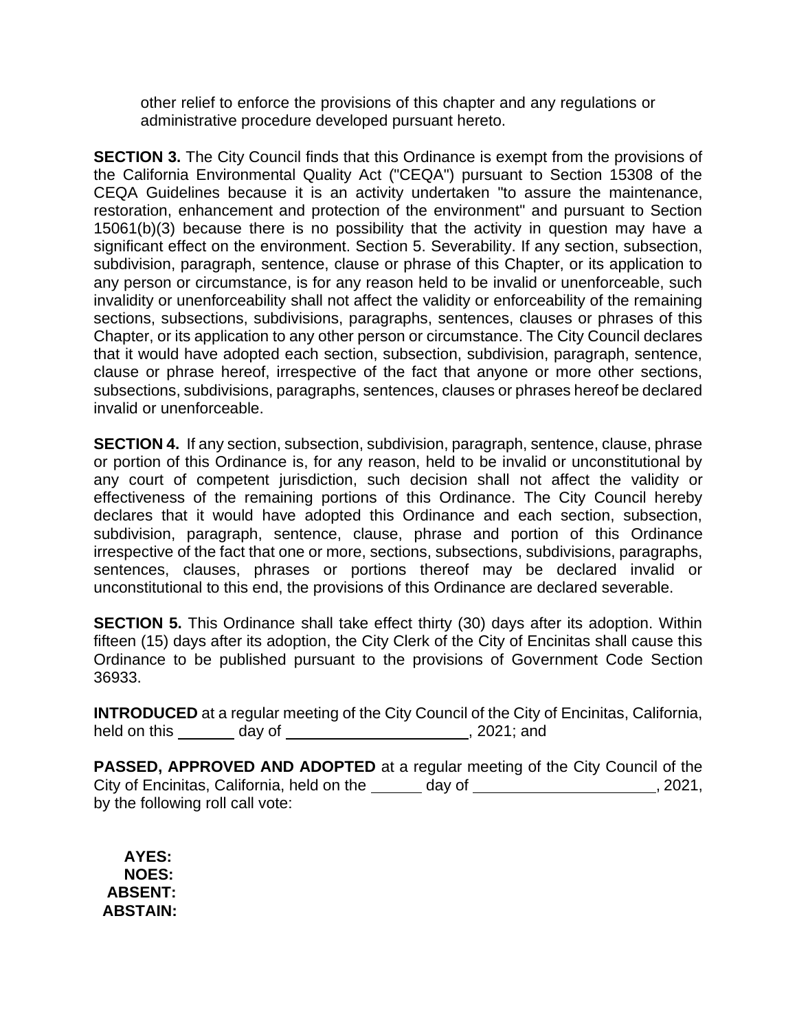other relief to enforce the provisions of this chapter and any regulations or administrative procedure developed pursuant hereto.

**SECTION 3.** The City Council finds that this Ordinance is exempt from the provisions of the California Environmental Quality Act ("CEQA") pursuant to Section 15308 of the CEQA Guidelines because it is an activity undertaken "to assure the maintenance, restoration, enhancement and protection of the environment" and pursuant to Section 15061(b)(3) because there is no possibility that the activity in question may have a significant effect on the environment. Section 5. Severability. If any section, subsection, subdivision, paragraph, sentence, clause or phrase of this Chapter, or its application to any person or circumstance, is for any reason held to be invalid or unenforceable, such invalidity or unenforceability shall not affect the validity or enforceability of the remaining sections, subsections, subdivisions, paragraphs, sentences, clauses or phrases of this Chapter, or its application to any other person or circumstance. The City Council declares that it would have adopted each section, subsection, subdivision, paragraph, sentence, clause or phrase hereof, irrespective of the fact that anyone or more other sections, subsections, subdivisions, paragraphs, sentences, clauses or phrases hereof be declared invalid or unenforceable.

**SECTION 4.** If any section, subsection, subdivision, paragraph, sentence, clause, phrase or portion of this Ordinance is, for any reason, held to be invalid or unconstitutional by any court of competent jurisdiction, such decision shall not affect the validity or effectiveness of the remaining portions of this Ordinance. The City Council hereby declares that it would have adopted this Ordinance and each section, subsection, subdivision, paragraph, sentence, clause, phrase and portion of this Ordinance irrespective of the fact that one or more, sections, subsections, subdivisions, paragraphs, sentences, clauses, phrases or portions thereof may be declared invalid or unconstitutional to this end, the provisions of this Ordinance are declared severable.

**SECTION 5.** This Ordinance shall take effect thirty (30) days after its adoption. Within fifteen (15) days after its adoption, the City Clerk of the City of Encinitas shall cause this Ordinance to be published pursuant to the provisions of Government Code Section 36933.

**INTRODUCED** at a regular meeting of the City Council of the City of Encinitas, California, held on this _______ day of _____________________, 2021; and

**PASSED, APPROVED AND ADOPTED** at a regular meeting of the City Council of the City of Encinitas, California, held on the ______ day of _____________________, 2021, by the following roll call vote:

**AYES:**
**NOES:**
**ABSENT:**
**ABSTAIN:**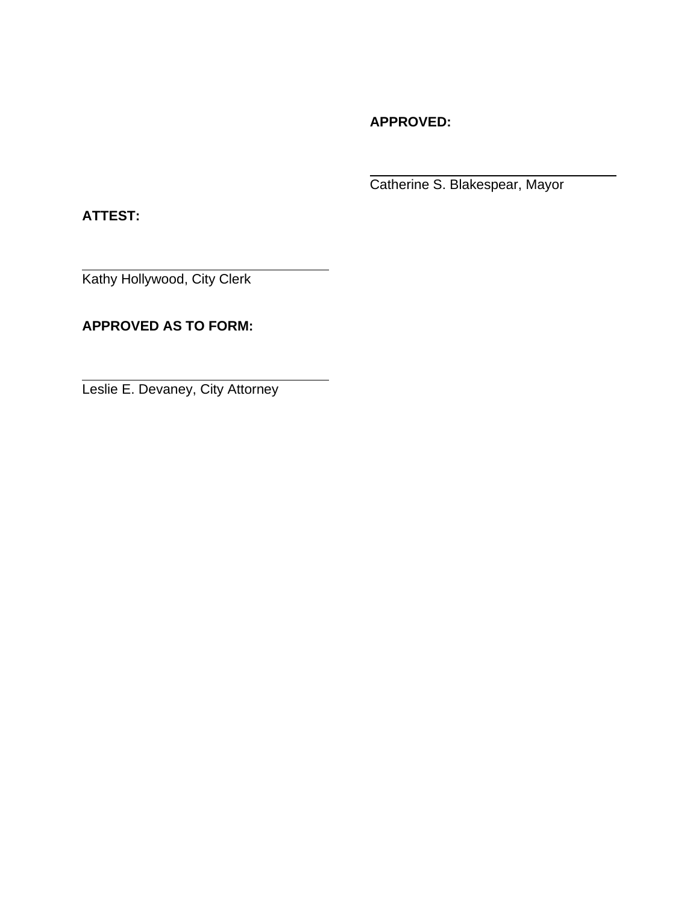**APPROVED:**

\_\_\_\_\_\_\_\_\_\_\_\_\_\_\_\_\_\_\_\_\_\_\_\_\_\_\_\_\_\_\_\_

Catherine S. Blakespear, Mayor

**ATTEST:**

\_\_\_\_\_\_\_\_\_\_\_\_\_\_\_\_\_\_\_\_\_\_\_\_\_\_\_\_\_\_\_\_

Kathy Hollywood, City Clerk

**APPROVED AS TO FORM:**

\_\_\_\_\_\_\_\_\_\_\_\_\_\_\_\_\_\_\_\_\_\_\_\_\_\_\_\_\_\_\_\_

Leslie E. Devaney, City Attorney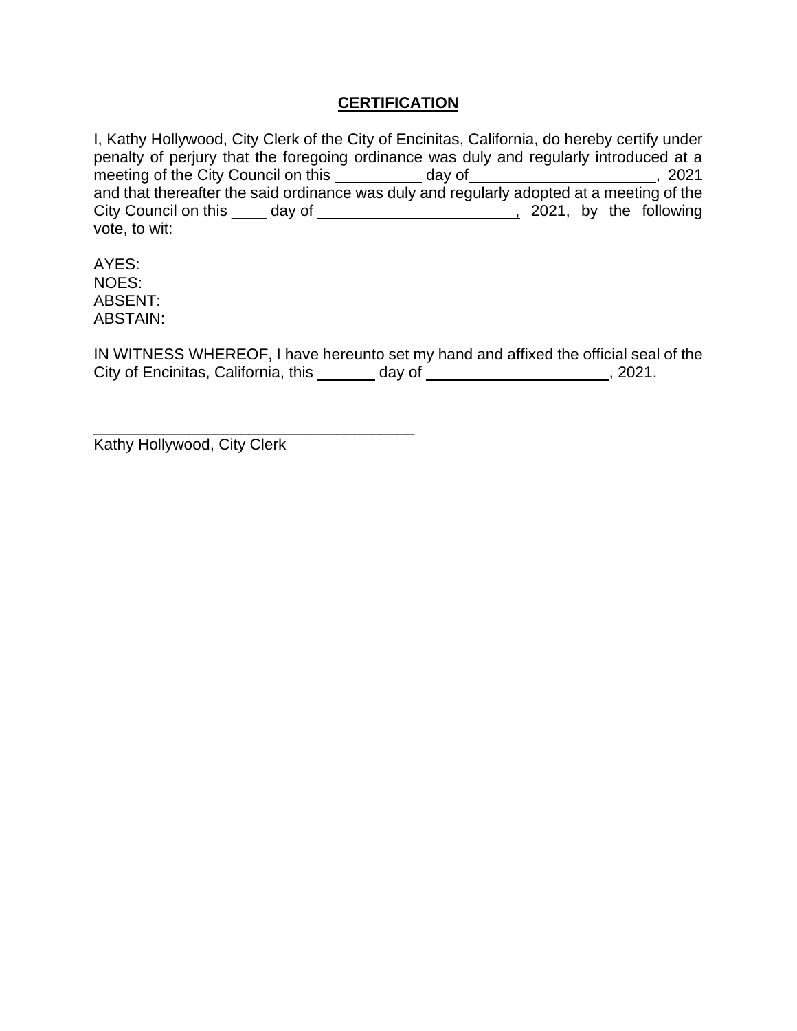## CERTIFICATION

I, Kathy Hollywood, City Clerk of the City of Encinitas, California, do hereby certify under penalty of perjury that the foregoing ordinance was duly and regularly introduced at a meeting of the City Council on this __________ day of______________________, 2021 and that thereafter the said ordinance was duly and regularly adopted at a meeting of the City Council on this ____ day of ________________________, 2021, by the following vote, to wit:

AYES:
NOES:
ABSENT:
ABSTAIN:

IN WITNESS WHEREOF, I have hereunto set my hand and affixed the official seal of the City of Encinitas, California, this _______ day of ______________________, 2021.

_______________________________________
Kathy Hollywood, City Clerk